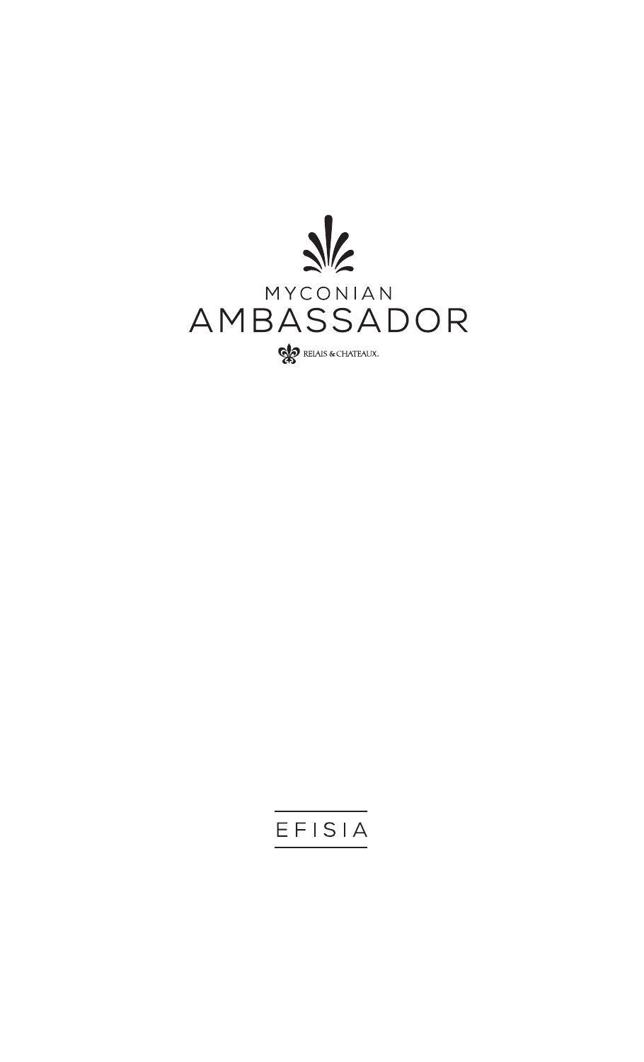MYCONIAN

# AMBASSADOR

RELAIS & CHATEAUX.

## EFISIA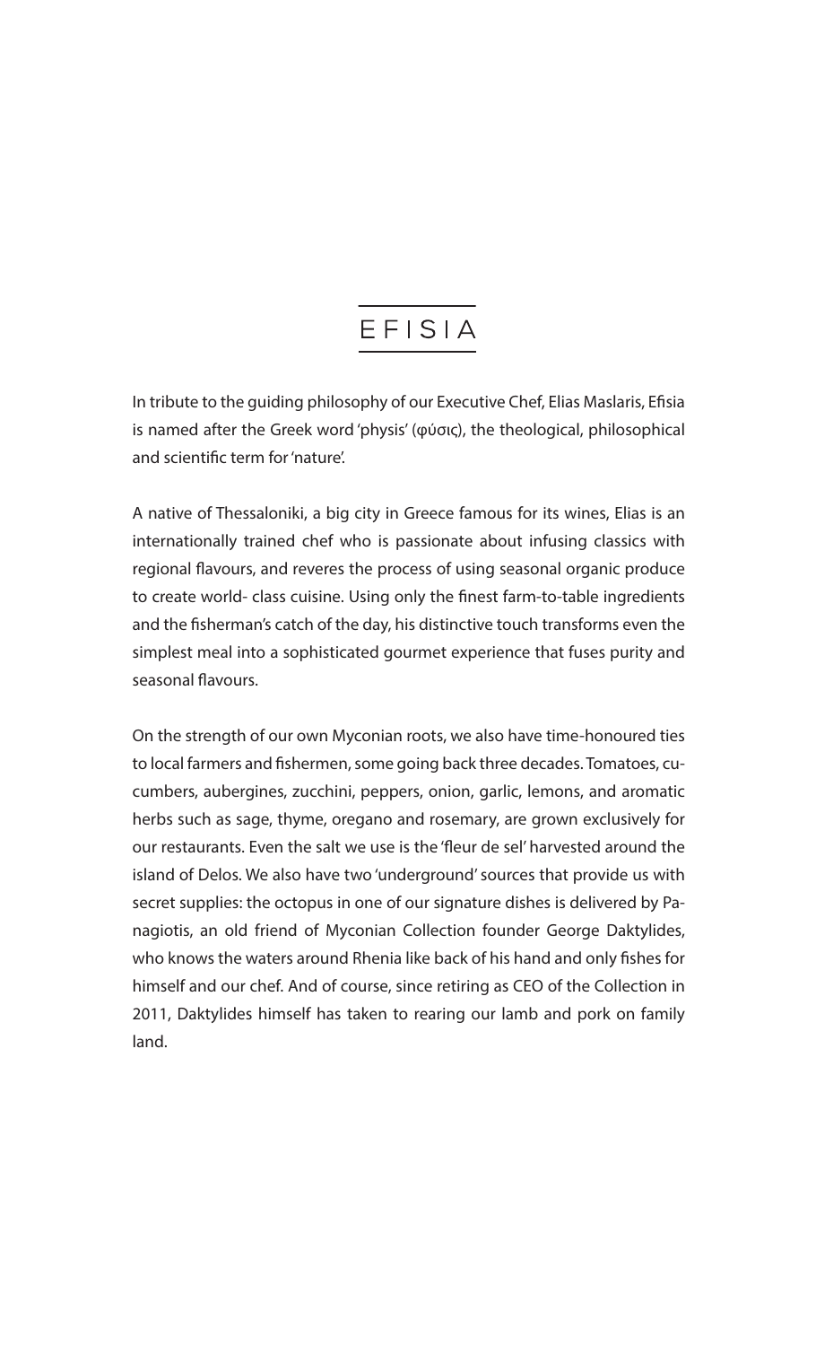# EFISIA

In tribute to the guiding philosophy of our Executive Chef, Elias Maslaris, Efisia is named after the Greek word 'physis' (φύσις), the theological, philosophical and scientific term for 'nature'.

A native of Thessaloniki, a big city in Greece famous for its wines, Elias is an internationally trained chef who is passionate about infusing classics with regional flavours, and reveres the process of using seasonal organic produce to create world- class cuisine. Using only the finest farm-to-table ingredients and the fisherman's catch of the day, his distinctive touch transforms even the simplest meal into a sophisticated gourmet experience that fuses purity and seasonal flavours.

On the strength of our own Myconian roots, we also have time-honoured ties to local farmers and fishermen, some going back three decades. Tomatoes, cucumbers, aubergines, zucchini, peppers, onion, garlic, lemons, and aromatic herbs such as sage, thyme, oregano and rosemary, are grown exclusively for our restaurants. Even the salt we use is the 'fleur de sel' harvested around the island of Delos. We also have two 'underground' sources that provide us with secret supplies: the octopus in one of our signature dishes is delivered by Panagiotis, an old friend of Myconian Collection founder George Daktylides, who knows the waters around Rhenia like back of his hand and only fishes for himself and our chef. And of course, since retiring as CEO of the Collection in 2011, Daktylides himself has taken to rearing our lamb and pork on family land.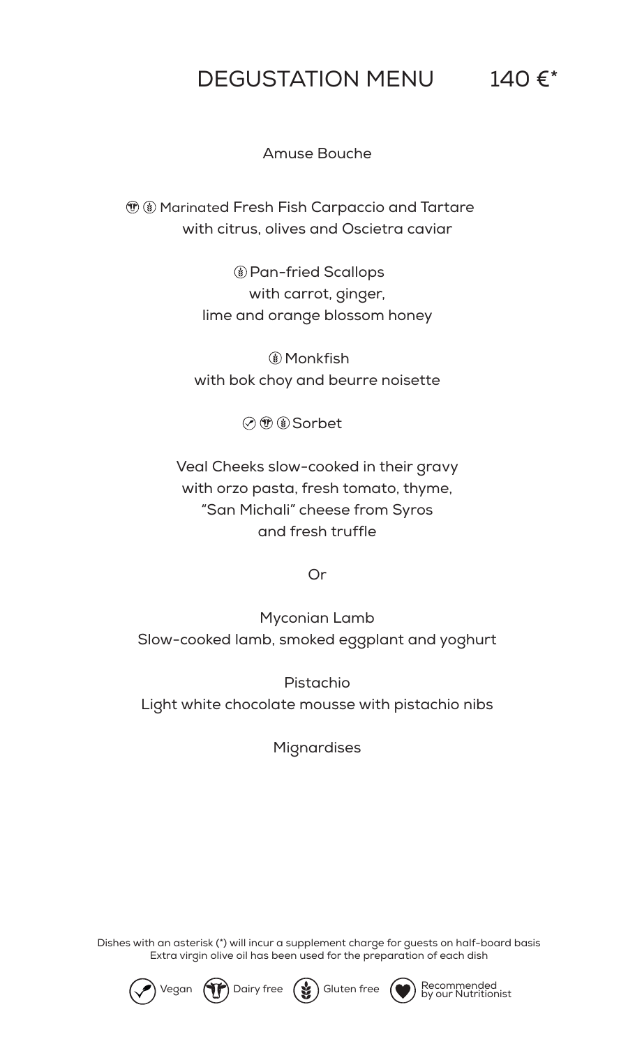# DEGUSTATION MENU 140 €*

Amuse Bouche

(Dairy free) (Gluten free) Marinated Fresh Fish Carpaccio and Tartare
with citrus, olives and Oscietra caviar

(Gluten free) Pan-fried Scallops
with carrot, ginger,
lime and orange blossom honey

(Gluten free) Monkfish
with bok choy and beurre noisette

(Vegan) (Dairy free) (Gluten free) Sorbet

Veal Cheeks slow-cooked in their gravy
with orzo pasta, fresh tomato, thyme,
"San Michali" cheese from Syros
and fresh truffle

Or

Myconian Lamb
Slow-cooked lamb, smoked eggplant and yoghurt

Pistachio
Light white chocolate mousse with pistachio nibs

Mignardises

Dishes with an asterisk (*) will incur a supplement charge for guests on half-board basis
Extra virgin olive oil has been used for the preparation of each dish

Vegan · Dairy free · Gluten free · Recommended by our Nutritionist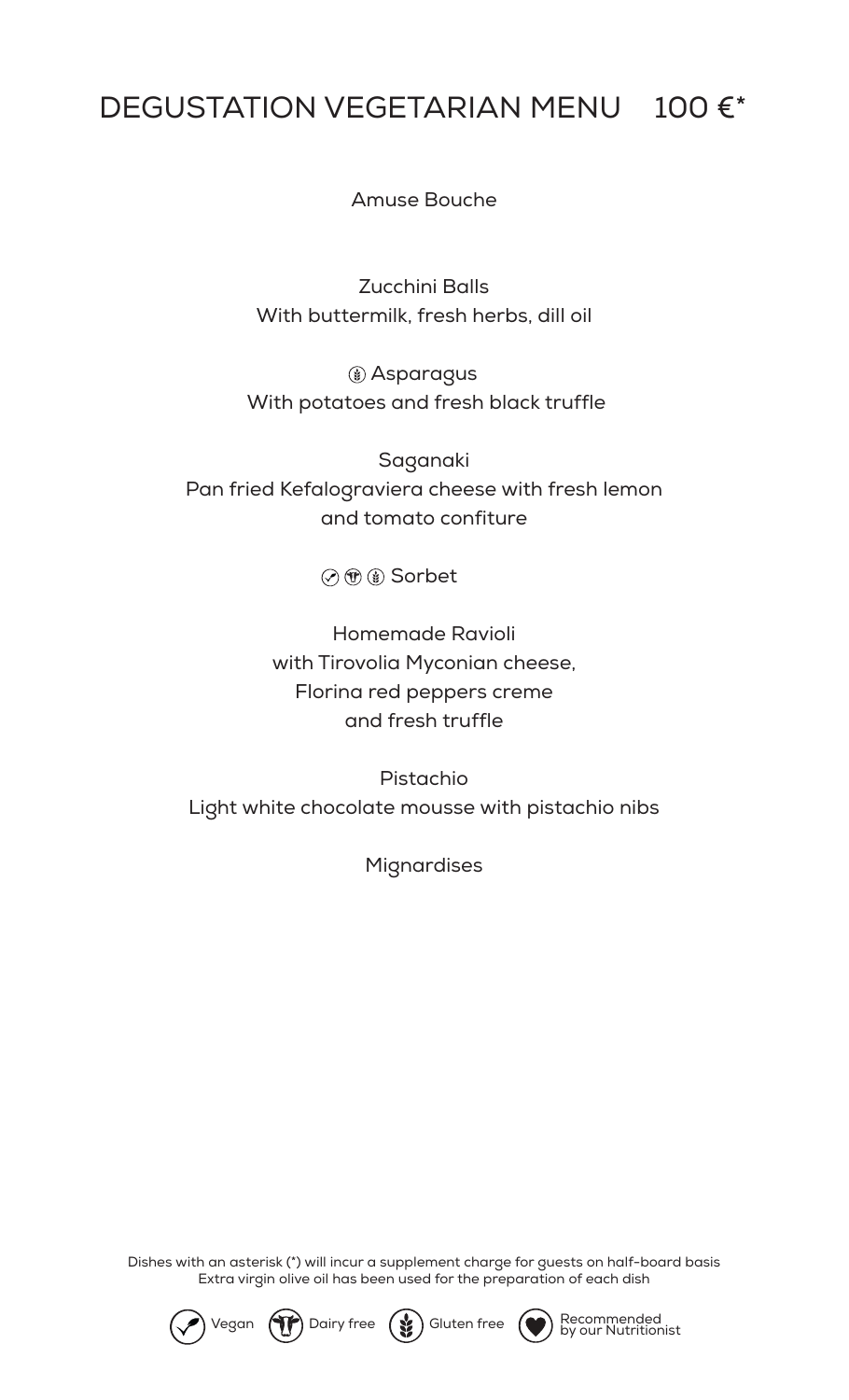# DEGUSTATION VEGETARIAN MENU 100 €*

Amuse Bouche

Zucchini Balls
With buttermilk, fresh herbs, dill oil

(Gluten free) Asparagus
With potatoes and fresh black truffle

Saganaki
Pan fried Kefalograviera cheese with fresh lemon and tomato confiture

(Vegan) (Dairy free) (Gluten free) Sorbet

Homemade Ravioli
with Tirovolia Myconian cheese,
Florina red peppers creme
and fresh truffle

Pistachio
Light white chocolate mousse with pistachio nibs

Mignardises

Dishes with an asterisk (*) will incur a supplement charge for guests on half-board basis
Extra virgin olive oil has been used for the preparation of each dish

Vegan | Dairy free | Gluten free | Recommended by our Nutritionist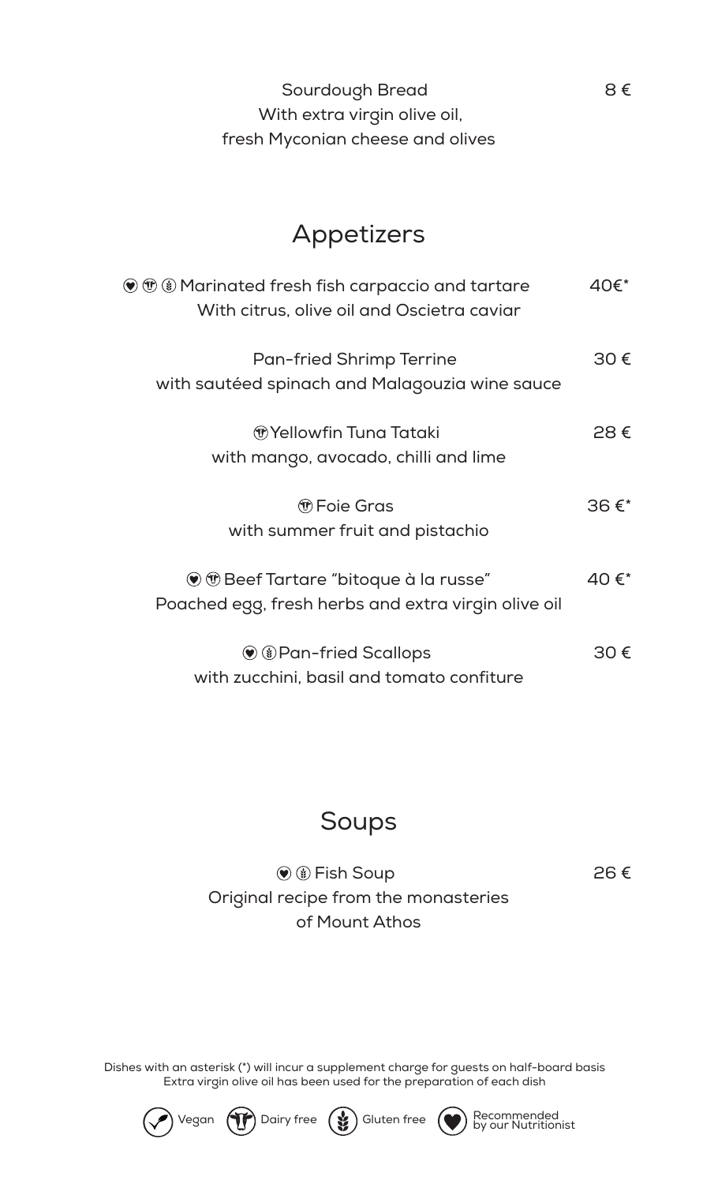Sourdough Bread 8 €
With extra virgin olive oil,
fresh Myconian cheese and olives

## Appetizers

Marinated fresh fish carpaccio and tartare 40€*
With citrus, olive oil and Oscietra caviar

Pan-fried Shrimp Terrine 30 €
with sautéed spinach and Malagouzia wine sauce

Yellowfin Tuna Tataki 28 €
with mango, avocado, chilli and lime

Foie Gras 36 €*
with summer fruit and pistachio

Beef Tartare "bitoque à la russe" 40 €*
Poached egg, fresh herbs and extra virgin olive oil

Pan-fried Scallops 30 €
with zucchini, basil and tomato confiture

## Soups

Fish Soup 26 €
Original recipe from the monasteries
of Mount Athos

Dishes with an asterisk (*) will incur a supplement charge for guests on half-board basis
Extra virgin olive oil has been used for the preparation of each dish

Vegan Dairy free Gluten free Recommended by our Nutritionist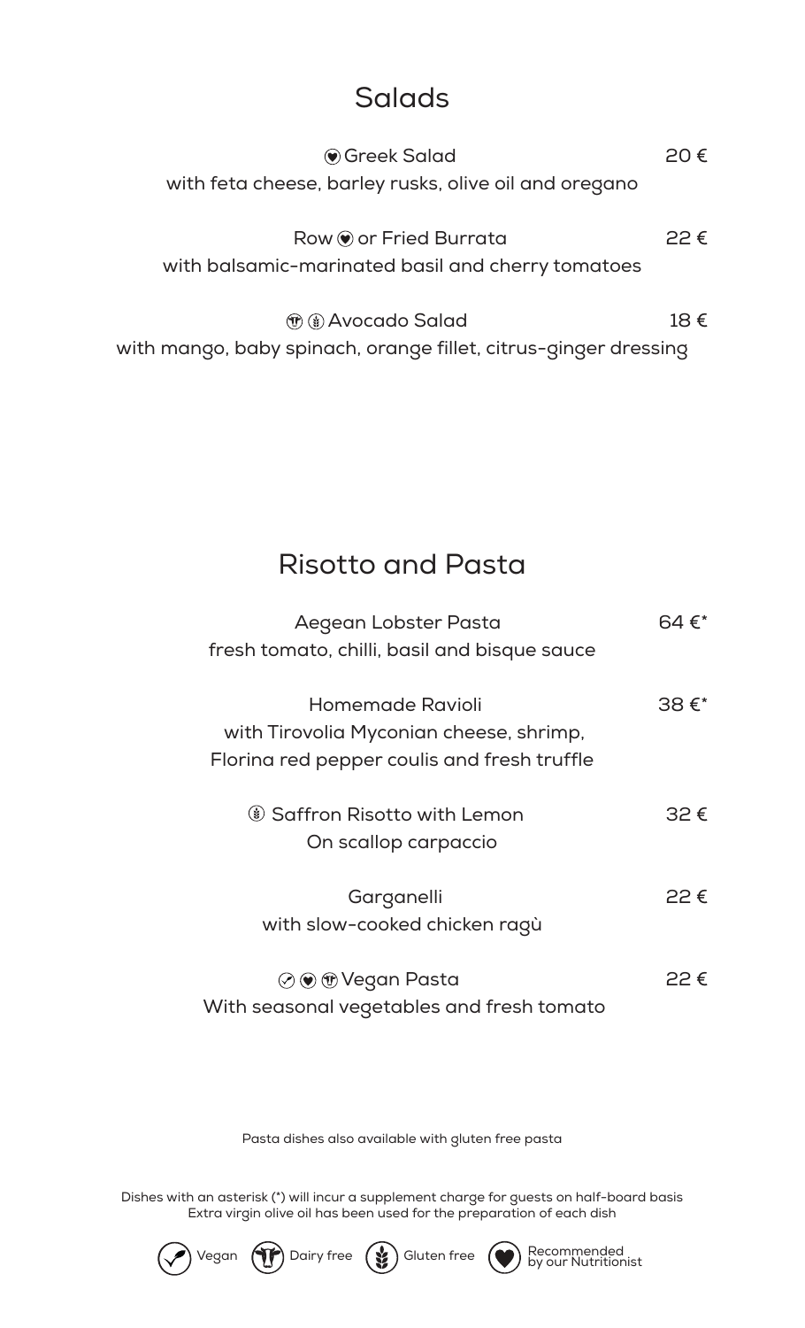## Salads

**Greek Salad** (Recommended by our Nutritionist) — 20 €
with feta cheese, barley rusks, olive oil and oregano

**Row (Recommended by our Nutritionist) or Fried Burrata** — 22 €
with balsamic-marinated basil and cherry tomatoes

**Avocado Salad** (Dairy free, Gluten free) — 18 €
with mango, baby spinach, orange fillet, citrus-ginger dressing

## Risotto and Pasta

**Aegean Lobster Pasta** — 64 €*
fresh tomato, chilli, basil and bisque sauce

**Homemade Ravioli** — 38 €*
with Tirovolia Myconian cheese, shrimp,
Florina red pepper coulis and fresh truffle

**Saffron Risotto with Lemon** (Gluten free) — 32 €
On scallop carpaccio

**Garganelli** — 22 €
with slow-cooked chicken ragù

**Vegan Pasta** (Vegan, Recommended by our Nutritionist, Dairy free) — 22 €
With seasonal vegetables and fresh tomato

Pasta dishes also available with gluten free pasta

Dishes with an asterisk (*) will incur a supplement charge for guests on half-board basis
Extra virgin olive oil has been used for the preparation of each dish

Vegan | Dairy free | Gluten free | Recommended by our Nutritionist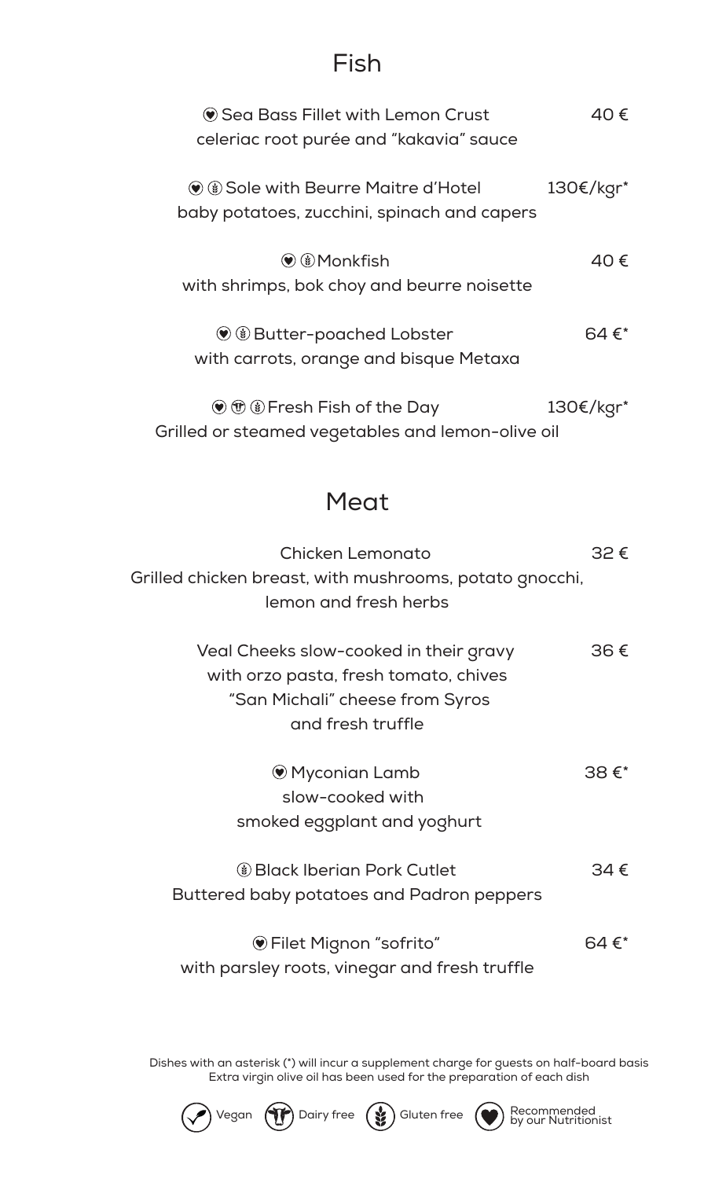## Fish

♥ Sea Bass Fillet with Lemon Crust — 40 €
celeriac root purée and "kakavia" sauce

♥ Ⓖ Sole with Beurre Maitre d'Hotel — 130€/kgr*
baby potatoes, zucchini, spinach and capers

♥ Ⓖ Monkfish — 40 €
with shrimps, bok choy and beurre noisette

♥ Ⓖ Butter-poached Lobster — 64 €*
with carrots, orange and bisque Metaxa

♥ Ⓓ Ⓖ Fresh Fish of the Day — 130€/kgr*
Grilled or steamed vegetables and lemon-olive oil

## Meat

Chicken Lemonato — 32 €
Grilled chicken breast, with mushrooms, potato gnocchi, lemon and fresh herbs

Veal Cheeks slow-cooked in their gravy — 36 €
with orzo pasta, fresh tomato, chives "San Michali" cheese from Syros and fresh truffle

♥ Myconian Lamb — 38 €*
slow-cooked with smoked eggplant and yoghurt

Ⓖ Black Iberian Pork Cutlet — 34 €
Buttered baby potatoes and Padron peppers

♥ Filet Mignon "sofrito" — 64 €*
with parsley roots, vinegar and fresh truffle

Dishes with an asterisk (*) will incur a supplement charge for guests on half-board basis
Extra virgin olive oil has been used for the preparation of each dish

Ⓥ Vegan Ⓓ Dairy free Ⓖ Gluten free ♥ Recommended by our Nutritionist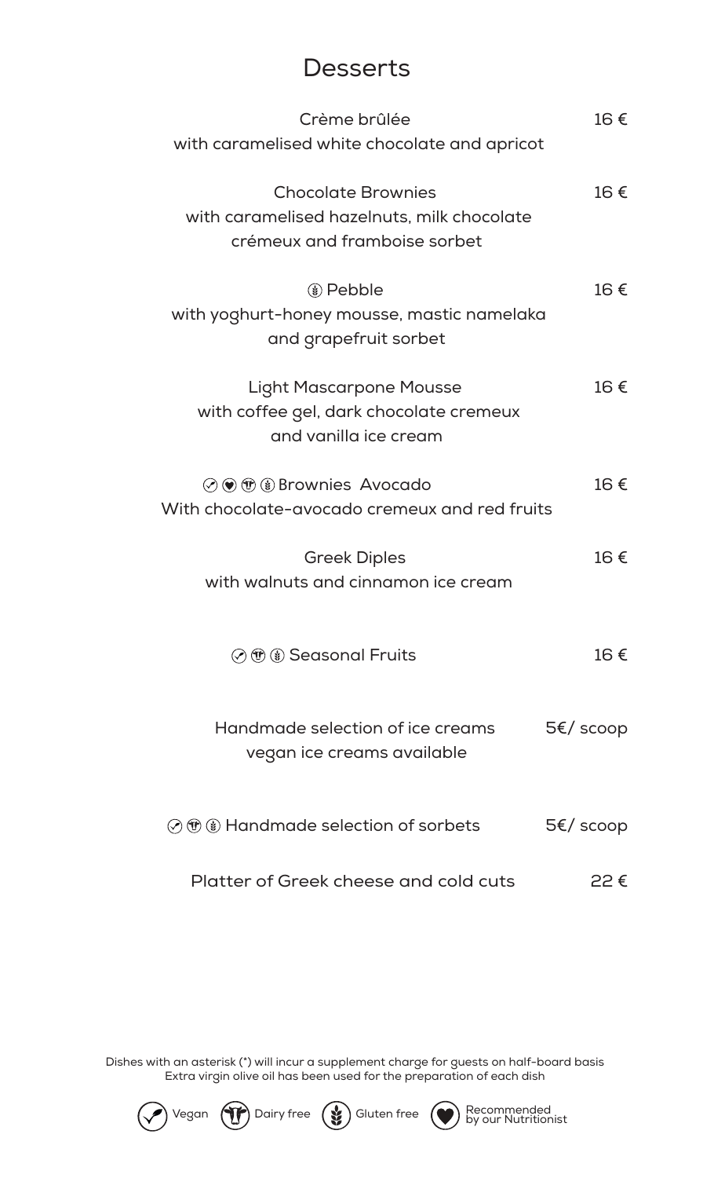# Desserts

| Dish | Price |
| --- | --- |
| Crème brûlée<br>with caramelised white chocolate and apricot | 16 € |
| Chocolate Brownies<br>with caramelised hazelnuts, milk chocolate crémeux and framboise sorbet | 16 € |
| (Gluten free) Pebble<br>with yoghurt-honey mousse, mastic namelaka and grapefruit sorbet | 16 € |
| Light Mascarpone Mousse<br>with coffee gel, dark chocolate cremeux and vanilla ice cream | 16 € |
| (Vegan) (Recommended by our Nutritionist) (Dairy free) (Gluten free) Brownies Avocado<br>With chocolate-avocado cremeux and red fruits | 16 € |
| Greek Diples<br>with walnuts and cinnamon ice cream | 16 € |
| (Vegan) (Dairy free) (Gluten free) Seasonal Fruits | 16 € |
| Handmade selection of ice creams<br>vegan ice creams available | 5€/ scoop |
| (Vegan) (Dairy free) (Gluten free) Handmade selection of sorbets | 5€/ scoop |
| Platter of Greek cheese and cold cuts | 22 € |

Dishes with an asterisk (*) will incur a supplement charge for guests on half-board basis
Extra virgin olive oil has been used for the preparation of each dish

Vegan | Dairy free | Gluten free | Recommended by our Nutritionist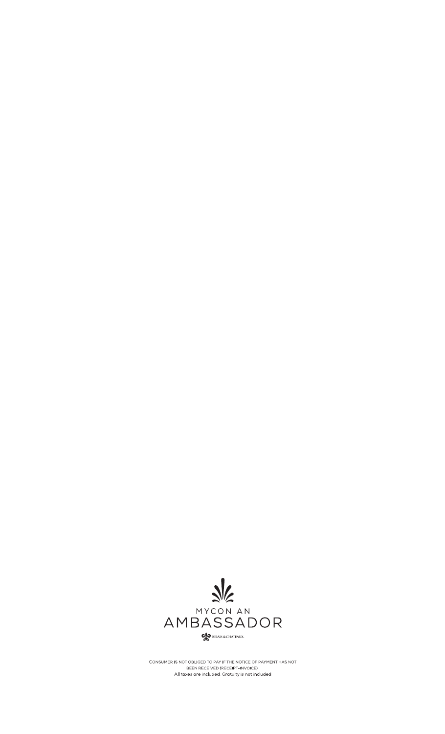MYCONIAN

AMBASSADOR

RELAIS & CHATEAUX

CONSUMER IS NOT OBLIGED TO PAY IF THE NOTICE OF PAYMENT HAS NOT BEEN RECEIVED (RECEIPT-INVOICE)

All taxes are included. Gratuity is not included